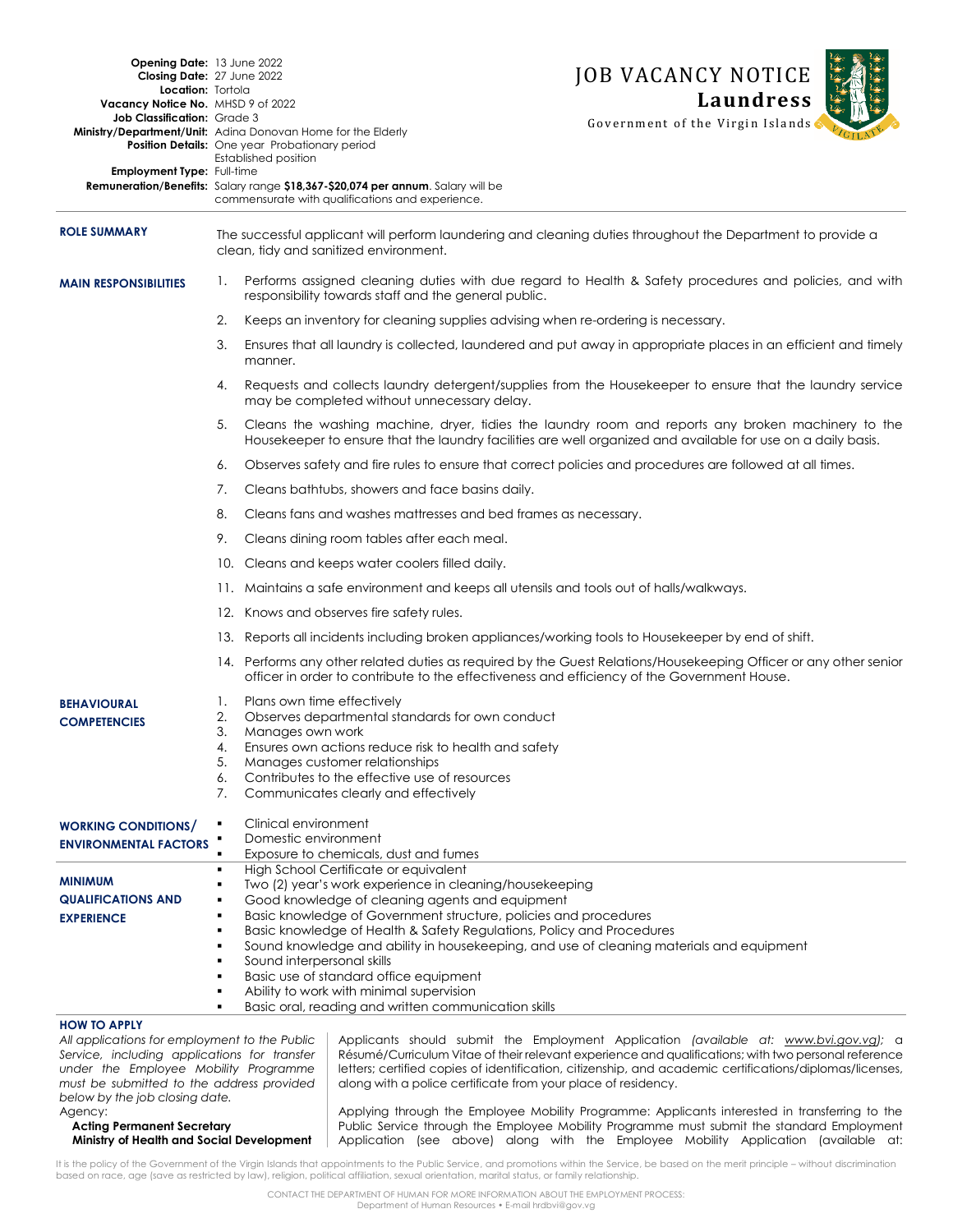# JOB VACANCY NOTICE

## Laundress

Government of the Virgin Islands

**Opening Date:** 13 June 2022
**Closing Date:** 27 June 2022
**Location:** Tortola
**Vacancy Notice No.** MHSD 9 of 2022
**Job Classification:** Grade 3
**Ministry/Department/Unit:** Adina Donovan Home for the Elderly
**Position Details:** One year Probationary period
Established position
**Employment Type:** Full-time
**Remuneration/Benefits:** Salary range **$18,367-$20,074 per annum**. Salary will be commensurate with qualifications and experience.

### ROLE SUMMARY

The successful applicant will perform laundering and cleaning duties throughout the Department to provide a clean, tidy and sanitized environment.

### MAIN RESPONSIBILITIES

1. Performs assigned cleaning duties with due regard to Health & Safety procedures and policies, and with responsibility towards staff and the general public.
2. Keeps an inventory for cleaning supplies advising when re-ordering is necessary.
3. Ensures that all laundry is collected, laundered and put away in appropriate places in an efficient and timely manner.
4. Requests and collects laundry detergent/supplies from the Housekeeper to ensure that the laundry service may be completed without unnecessary delay.
5. Cleans the washing machine, dryer, tidies the laundry room and reports any broken machinery to the Housekeeper to ensure that the laundry facilities are well organized and available for use on a daily basis.
6. Observes safety and fire rules to ensure that correct policies and procedures are followed at all times.
7. Cleans bathtubs, showers and face basins daily.
8. Cleans fans and washes mattresses and bed frames as necessary.
9. Cleans dining room tables after each meal.
10. Cleans and keeps water coolers filled daily.
11. Maintains a safe environment and keeps all utensils and tools out of halls/walkways.
12. Knows and observes fire safety rules.
13. Reports all incidents including broken appliances/working tools to Housekeeper by end of shift.
14. Performs any other related duties as required by the Guest Relations/Housekeeping Officer or any other senior officer in order to contribute to the effectiveness and efficiency of the Government House.

### BEHAVIOURAL COMPETENCIES

1. Plans own time effectively
2. Observes departmental standards for own conduct
3. Manages own work
4. Ensures own actions reduce risk to health and safety
5. Manages customer relationships
6. Contributes to the effective use of resources
7. Communicates clearly and effectively

### WORKING CONDITIONS/ ENVIRONMENTAL FACTORS

- Clinical environment
- Domestic environment
- Exposure to chemicals, dust and fumes

### MINIMUM QUALIFICATIONS AND EXPERIENCE

- High School Certificate or equivalent
- Two (2) year's work experience in cleaning/housekeeping
- Good knowledge of cleaning agents and equipment
- Basic knowledge of Government structure, policies and procedures
- Basic knowledge of Health & Safety Regulations, Policy and Procedures
- Sound knowledge and ability in housekeeping, and use of cleaning materials and equipment
- Sound interpersonal skills
- Basic use of standard office equipment
- Ability to work with minimal supervision
- Basic oral, reading and written communication skills

### HOW TO APPLY

*All applications for employment to the Public Service, including applications for transfer under the Employee Mobility Programme must be submitted to the address provided below by the job closing date.*

Agency:
**Acting Permanent Secretary**
**Ministry of Health and Social Development**

Applicants should submit the Employment Application *(available at: www.bvi.gov.vg)*; a Résumé/Curriculum Vitae of their relevant experience and qualifications; with two personal reference letters; certified copies of identification, citizenship, and academic certifications/diplomas/licenses, along with a police certificate from your place of residency.

Applying through the Employee Mobility Programme: Applicants interested in transferring to the Public Service through the Employee Mobility Programme must submit the standard Employment Application (see above) along with the Employee Mobility Application (available at:

It is the policy of the Government of the Virgin Islands that appointments to the Public Service, and promotions within the Service, be based on the merit principle – without discrimination based on race, age (save as restricted by law), religion, political affiliation, sexual orientation, marital status, or family relationship.

CONTACT THE DEPARTMENT OF HUMAN FOR MORE INFORMATION ABOUT THE EMPLOYMENT PROCESS:
Department of Human Resources • E-mail hrdbvi@gov.vg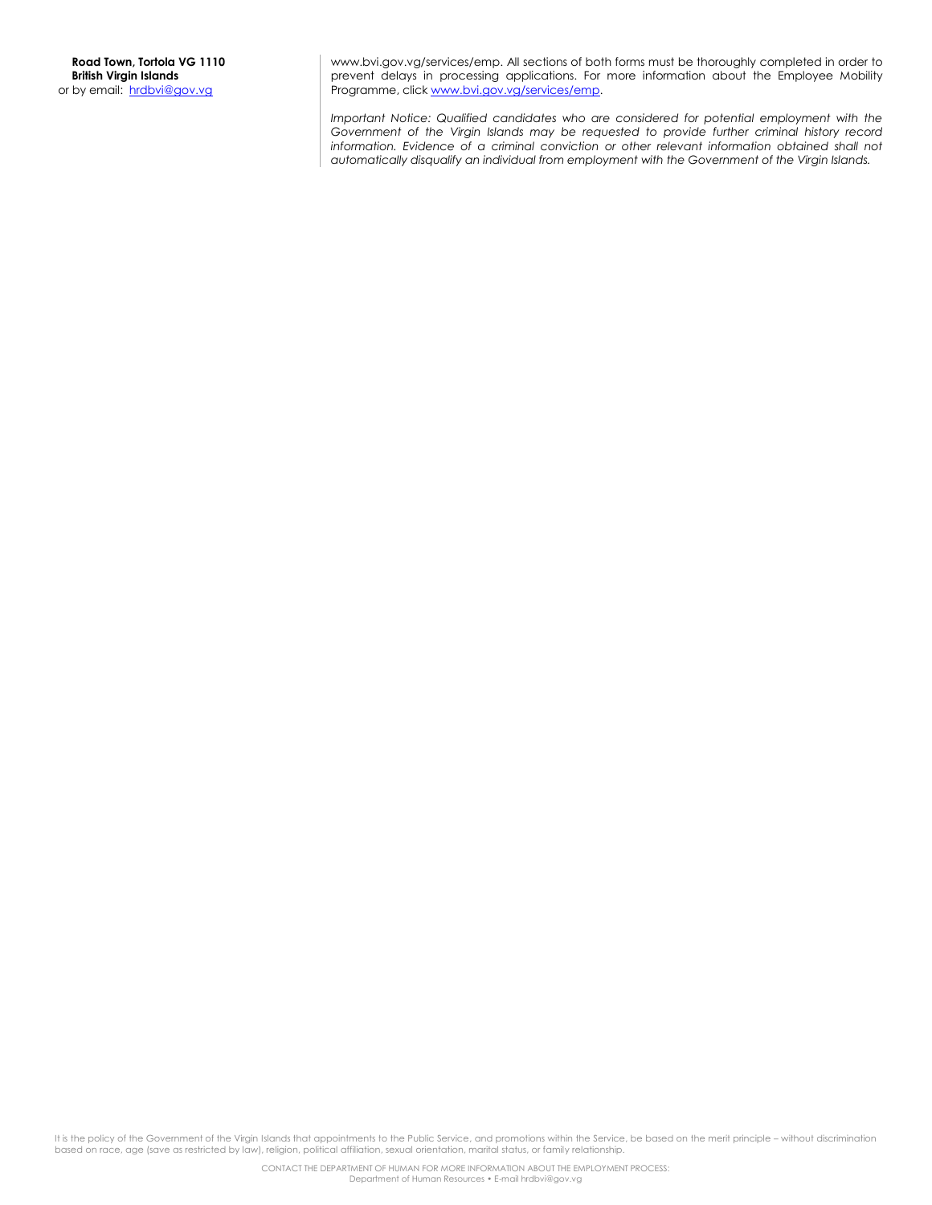**Road Town, Tortola VG 1110**
**British Virgin Islands**
or by email: [hrdbvi@gov.vg](mailto:hrdbvi@gov.vg)

www.bvi.gov.vg/services/emp. All sections of both forms must be thoroughly completed in order to prevent delays in processing applications. For more information about the Employee Mobility Programme, click [www.bvi.gov.vg/services/emp](http://www.bvi.gov.vg/services/emp).

*Important Notice: Qualified candidates who are considered for potential employment with the Government of the Virgin Islands may be requested to provide further criminal history record information. Evidence of a criminal conviction or other relevant information obtained shall not automatically disqualify an individual from employment with the Government of the Virgin Islands.*

It is the policy of the Government of the Virgin Islands that appointments to the Public Service, and promotions within the Service, be based on the merit principle – without discrimination based on race, age (save as restricted by law), religion, political affiliation, sexual orientation, marital status, or family relationship.

CONTACT THE DEPARTMENT OF HUMAN FOR MORE INFORMATION ABOUT THE EMPLOYMENT PROCESS:
Department of Human Resources • E-mail hrdbvi@gov.vg